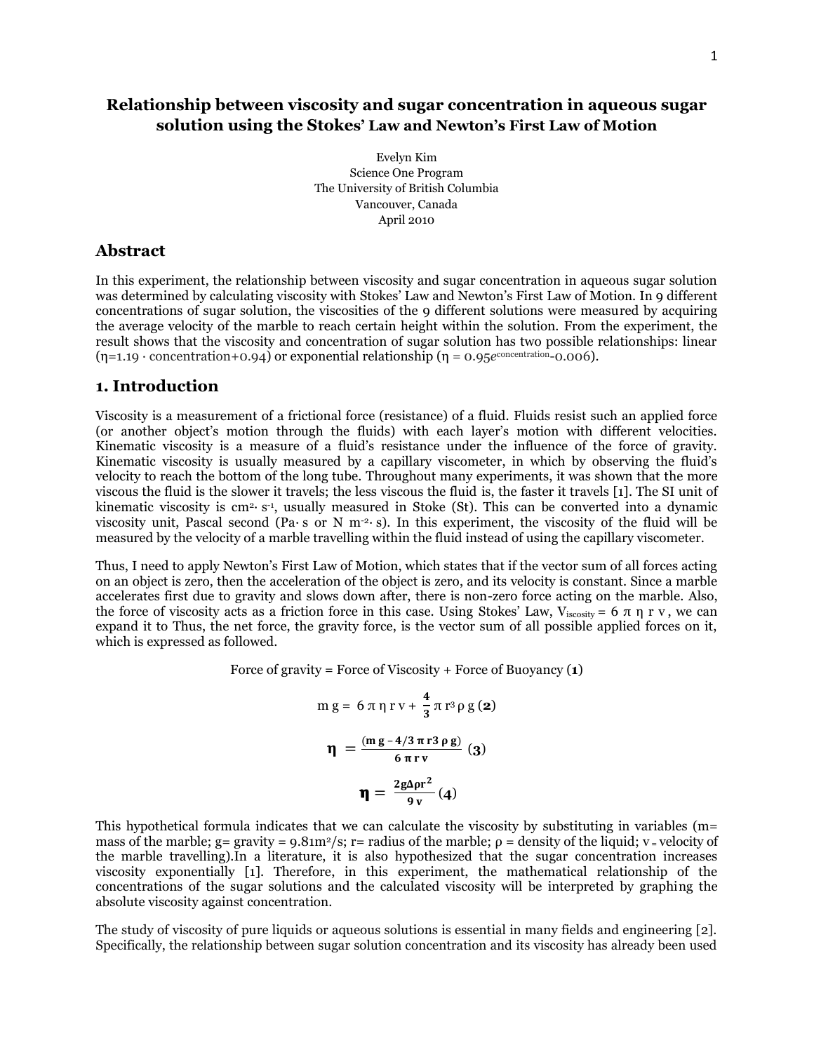# Relationship between viscosity and sugar concentration in aqueous sugar solution using the Stokes' Law and Newton's First Law of Motion

Evelyn Kim
Science One Program
The University of British Columbia
Vancouver, Canada
April 2010

## Abstract

In this experiment, the relationship between viscosity and sugar concentration in aqueous sugar solution was determined by calculating viscosity with Stokes' Law and Newton's First Law of Motion. In 9 different concentrations of sugar solution, the viscosities of the 9 different solutions were measured by acquiring the average velocity of the marble to reach certain height within the solution. From the experiment, the result shows that the viscosity and concentration of sugar solution has two possible relationships: linear ($\eta$=1.19 · concentration+0.94) or exponential relationship ($\eta = 0.95e^{\text{concentration}}-0.006$).

## 1. Introduction

Viscosity is a measurement of a frictional force (resistance) of a fluid. Fluids resist such an applied force (or another object's motion through the fluids) with each layer's motion with different velocities. Kinematic viscosity is a measure of a fluid's resistance under the influence of the force of gravity. Kinematic viscosity is usually measured by a capillary viscometer, in which by observing the fluid's velocity to reach the bottom of the long tube. Throughout many experiments, it was shown that the more viscous the fluid is the slower it travels; the less viscous the fluid is, the faster it travels [1]. The SI unit of kinematic viscosity is $cm^2 \cdot s^{-1}$, usually measured in Stoke (St). This can be converted into a dynamic viscosity unit, Pascal second (Pa· s or $N\ m^{-2} \cdot s$). In this experiment, the viscosity of the fluid will be measured by the velocity of a marble travelling within the fluid instead of using the capillary viscometer.

Thus, I need to apply Newton's First Law of Motion, which states that if the vector sum of all forces acting on an object is zero, then the acceleration of the object is zero, and its velocity is constant. Since a marble accelerates first due to gravity and slows down after, there is non-zero force acting on the marble. Also, the force of viscosity acts as a friction force in this case. Using Stokes' Law, $V_{iscosity} = 6\ \pi\ \eta\ r\ v$, we can expand it to Thus, the net force, the gravity force, is the vector sum of all possible applied forces on it, which is expressed as followed.

Force of gravity = Force of Viscosity + Force of Buoyancy (**1**)

$$m\ g = 6\ \pi\ \eta\ r\ v + \frac{4}{3}\pi\ r^3\ \rho\ g \quad (\mathbf{2})$$

$$\eta = \frac{(m\ g - 4/3\ \pi\ r3\ \rho\ g)}{6\ \pi\ r\ v} \quad (\mathbf{3})$$

$$\eta = \frac{2g\Delta\rho r^2}{9\ v} \quad (\mathbf{4})$$

This hypothetical formula indicates that we can calculate the viscosity by substituting in variables (m= mass of the marble; g= gravity = $9.81m^2/s$; r= radius of the marble; $\rho$ = density of the liquid; v = velocity of the marble travelling).In a literature, it is also hypothesized that the sugar concentration increases viscosity exponentially [1]. Therefore, in this experiment, the mathematical relationship of the concentrations of the sugar solutions and the calculated viscosity will be interpreted by graphing the absolute viscosity against concentration.

The study of viscosity of pure liquids or aqueous solutions is essential in many fields and engineering [2]. Specifically, the relationship between sugar solution concentration and its viscosity has already been used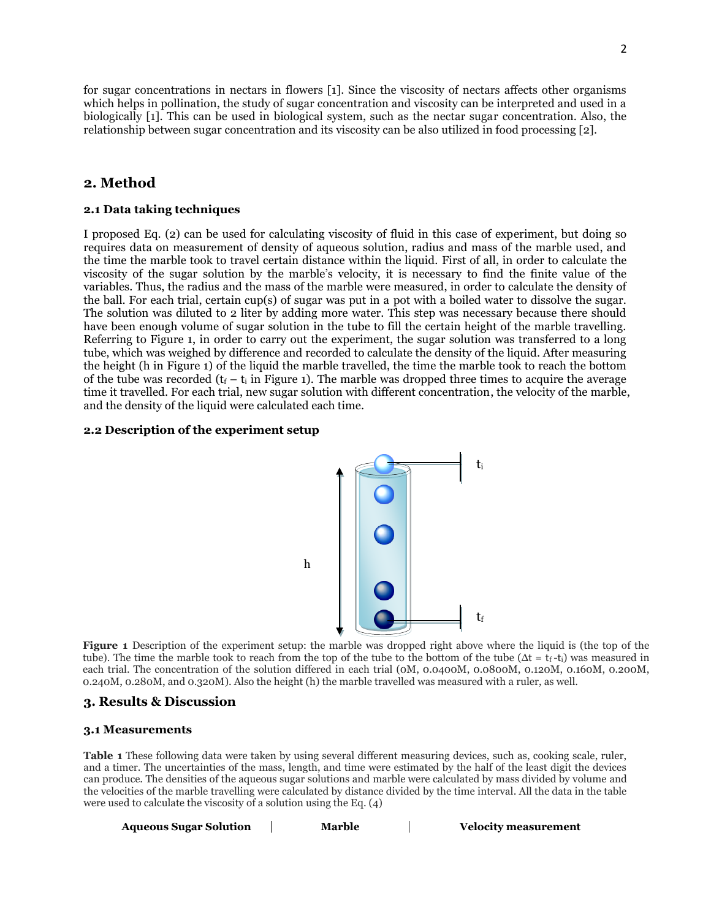for sugar concentrations in nectars in flowers [1]. Since the viscosity of nectars affects other organisms which helps in pollination, the study of sugar concentration and viscosity can be interpreted and used in a biologically [1]. This can be used in biological system, such as the nectar sugar concentration. Also, the relationship between sugar concentration and its viscosity can be also utilized in food processing [2].

## 2. Method

### 2.1 Data taking techniques

I proposed Eq. (2) can be used for calculating viscosity of fluid in this case of experiment, but doing so requires data on measurement of density of aqueous solution, radius and mass of the marble used, and the time the marble took to travel certain distance within the liquid. First of all, in order to calculate the viscosity of the sugar solution by the marble's velocity, it is necessary to find the finite value of the variables. Thus, the radius and the mass of the marble were measured, in order to calculate the density of the ball. For each trial, certain cup(s) of sugar was put in a pot with a boiled water to dissolve the sugar. The solution was diluted to 2 liter by adding more water. This step was necessary because there should have been enough volume of sugar solution in the tube to fill the certain height of the marble travelling. Referring to Figure 1, in order to carry out the experiment, the sugar solution was transferred to a long tube, which was weighed by difference and recorded to calculate the density of the liquid. After measuring the height (h in Figure 1) of the liquid the marble travelled, the time the marble took to reach the bottom of the tube was recorded ($t_f - t_i$ in Figure 1). The marble was dropped three times to acquire the average time it travelled. For each trial, new sugar solution with different concentration, the velocity of the marble, and the density of the liquid were calculated each time.

### 2.2 Description of the experiment setup

**Figure 1** Description of the experiment setup: the marble was dropped right above where the liquid is (the top of the tube). The time the marble took to reach from the top of the tube to the bottom of the tube ($\Delta t = t_f - t_i$) was measured in each trial. The concentration of the solution differed in each trial (0M, 0.0400M, 0.0800M, 0.120M, 0.160M, 0.200M, 0.240M, 0.280M, and 0.320M). Also the height (h) the marble travelled was measured with a ruler, as well.

## 3. Results & Discussion

### 3.1 Measurements

**Table 1** These following data were taken by using several different measuring devices, such as, cooking scale, ruler, and a timer. The uncertainties of the mass, length, and time were estimated by the half of the least digit the devices can produce. The densities of the aqueous sugar solutions and marble were calculated by mass divided by volume and the velocities of the marble travelling were calculated by distance divided by the time interval. All the data in the table were used to calculate the viscosity of a solution using the Eq. (4)

| Aqueous Sugar Solution | Marble | Velocity measurement |
|---|---|---|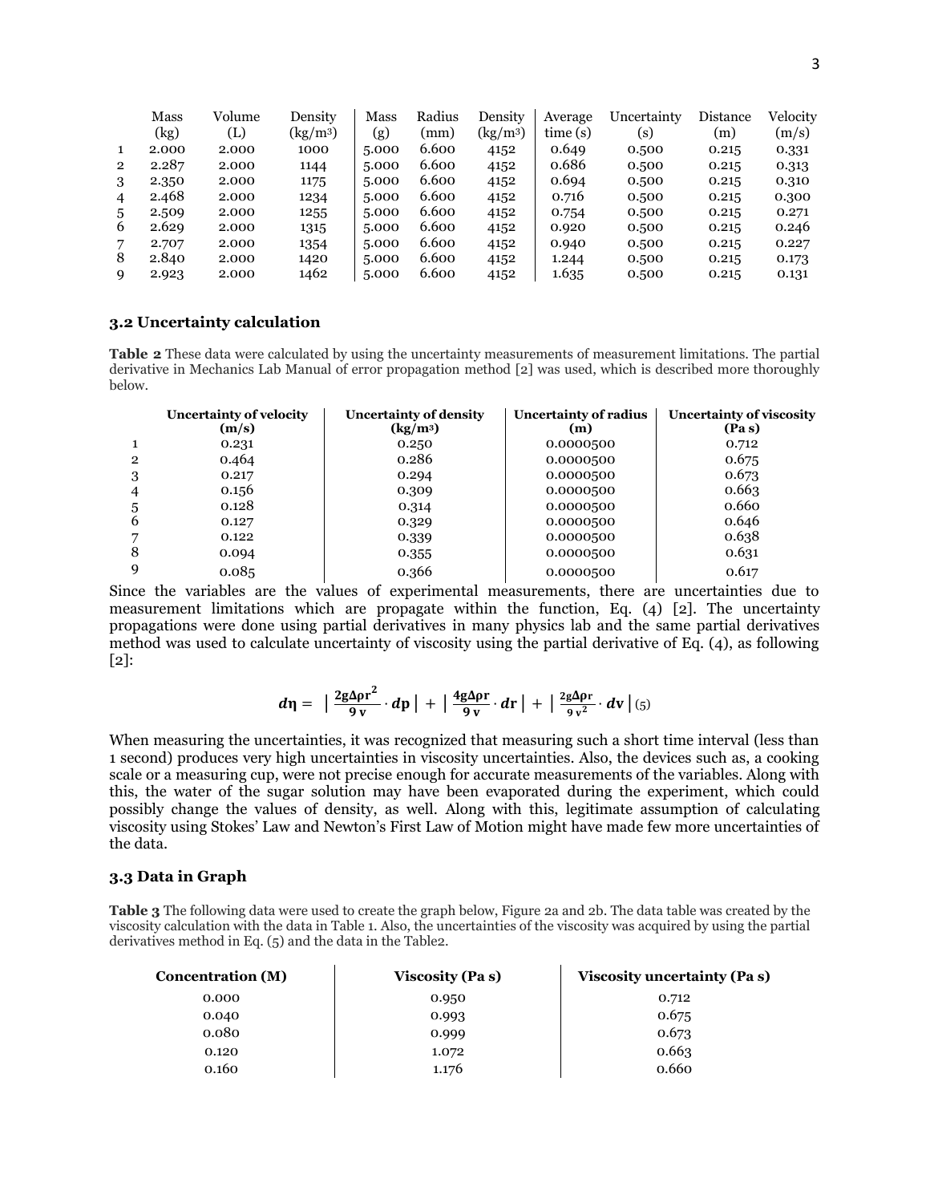| | Mass (kg) | Volume (L) | Density (kg/m³) | Mass (g) | Radius (mm) | Density (kg/m³) | Average time (s) | Uncertainty (s) | Distance (m) | Velocity (m/s) |
|---|---|---|---|---|---|---|---|---|---|---|
| 1 | 2.000 | 2.000 | 1000 | 5.000 | 6.600 | 4152 | 0.649 | 0.500 | 0.215 | 0.331 |
| 2 | 2.287 | 2.000 | 1144 | 5.000 | 6.600 | 4152 | 0.686 | 0.500 | 0.215 | 0.313 |
| 3 | 2.350 | 2.000 | 1175 | 5.000 | 6.600 | 4152 | 0.694 | 0.500 | 0.215 | 0.310 |
| 4 | 2.468 | 2.000 | 1234 | 5.000 | 6.600 | 4152 | 0.716 | 0.500 | 0.215 | 0.300 |
| 5 | 2.509 | 2.000 | 1255 | 5.000 | 6.600 | 4152 | 0.754 | 0.500 | 0.215 | 0.271 |
| 6 | 2.629 | 2.000 | 1315 | 5.000 | 6.600 | 4152 | 0.920 | 0.500 | 0.215 | 0.246 |
| 7 | 2.707 | 2.000 | 1354 | 5.000 | 6.600 | 4152 | 0.940 | 0.500 | 0.215 | 0.227 |
| 8 | 2.840 | 2.000 | 1420 | 5.000 | 6.600 | 4152 | 1.244 | 0.500 | 0.215 | 0.173 |
| 9 | 2.923 | 2.000 | 1462 | 5.000 | 6.600 | 4152 | 1.635 | 0.500 | 0.215 | 0.131 |

### 3.2 Uncertainty calculation

**Table 2** These data were calculated by using the uncertainty measurements of measurement limitations. The partial derivative in Mechanics Lab Manual of error propagation method [2] was used, which is described more thoroughly below.

| | Uncertainty of velocity (m/s) | Uncertainty of density (kg/m³) | Uncertainty of radius (m) | Uncertainty of viscosity (Pa s) |
|---|---|---|---|---|
| 1 | 0.231 | 0.250 | 0.0000500 | 0.712 |
| 2 | 0.464 | 0.286 | 0.0000500 | 0.675 |
| 3 | 0.217 | 0.294 | 0.0000500 | 0.673 |
| 4 | 0.156 | 0.309 | 0.0000500 | 0.663 |
| 5 | 0.128 | 0.314 | 0.0000500 | 0.660 |
| 6 | 0.127 | 0.329 | 0.0000500 | 0.646 |
| 7 | 0.122 | 0.339 | 0.0000500 | 0.638 |
| 8 | 0.094 | 0.355 | 0.0000500 | 0.631 |
| 9 | 0.085 | 0.366 | 0.0000500 | 0.617 |

Since the variables are the values of experimental measurements, there are uncertainties due to measurement limitations which are propagate within the function, Eq. (4) [2]. The uncertainty propagations were done using partial derivatives in many physics lab and the same partial derivatives method was used to calculate uncertainty of viscosity using the partial derivative of Eq. (4), as following [2]:

$$d\eta = \left| \frac{2g\Delta\rho r^2}{9\,v} \cdot dp \right| + \left| \frac{4g\Delta\rho r}{9\,v} \cdot dr \right| + \left| \frac{2g\Delta\rho r}{9\,v^2} \cdot dv \right| \quad (5)$$

When measuring the uncertainties, it was recognized that measuring such a short time interval (less than 1 second) produces very high uncertainties in viscosity uncertainties. Also, the devices such as, a cooking scale or a measuring cup, were not precise enough for accurate measurements of the variables. Along with this, the water of the sugar solution may have been evaporated during the experiment, which could possibly change the values of density, as well. Along with this, legitimate assumption of calculating viscosity using Stokes' Law and Newton's First Law of Motion might have made few more uncertainties of the data.

### 3.3 Data in Graph

**Table 3** The following data were used to create the graph below, Figure 2a and 2b. The data table was created by the viscosity calculation with the data in Table 1. Also, the uncertainties of the viscosity was acquired by using the partial derivatives method in Eq. (5) and the data in the Table2.

| Concentration (M) | Viscosity (Pa s) | Viscosity uncertainty (Pa s) |
|---|---|---|
| 0.000 | 0.950 | 0.712 |
| 0.040 | 0.993 | 0.675 |
| 0.080 | 0.999 | 0.673 |
| 0.120 | 1.072 | 0.663 |
| 0.160 | 1.176 | 0.660 |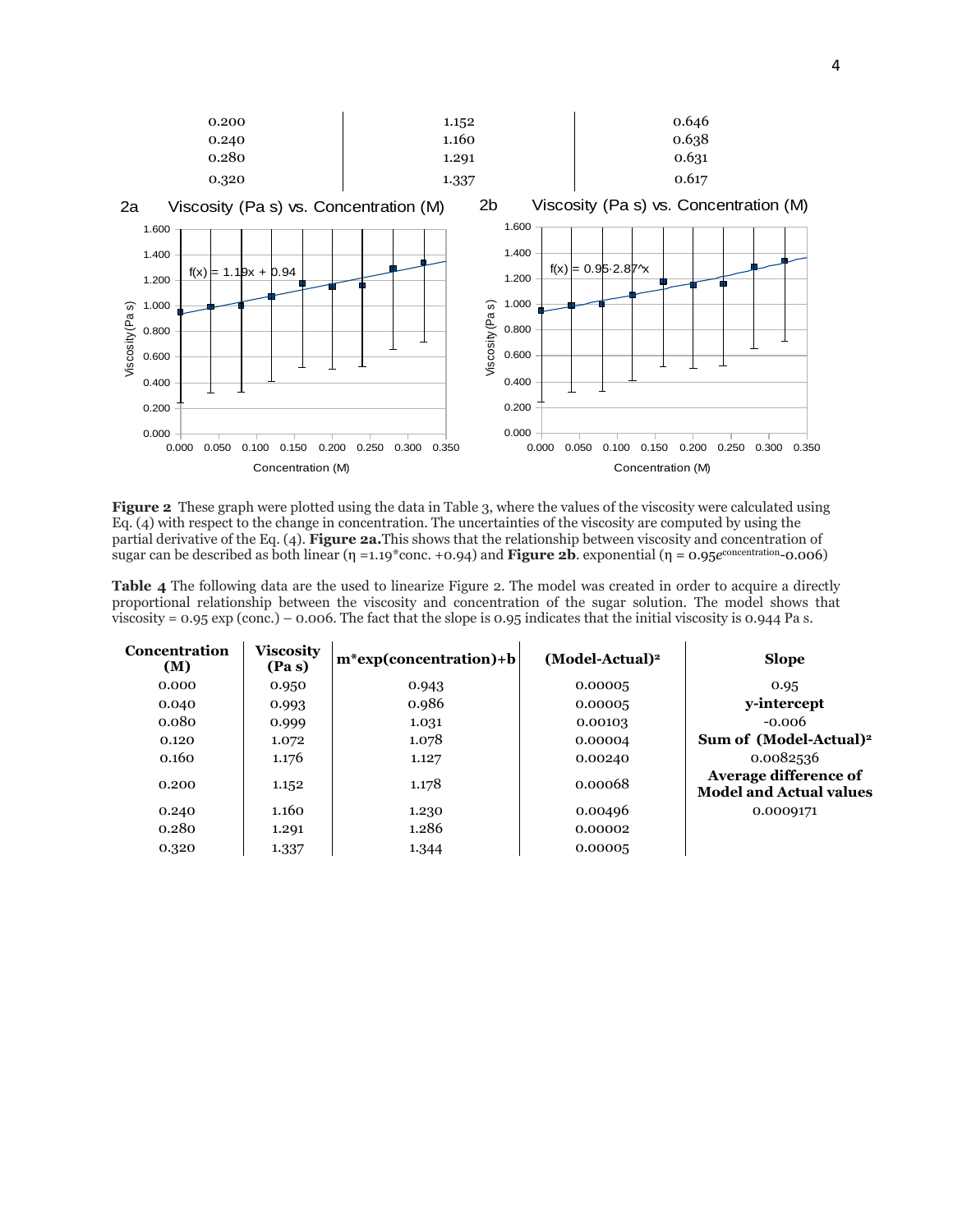| 0.200 | 1.152 | 0.646 |
|---|---|---|
| 0.240 | 1.160 | 0.638 |
| 0.280 | 1.291 | 0.631 |
| 0.320 | 1.337 | 0.617 |

**Figure 2** These graph were plotted using the data in Table 3, where the values of the viscosity were calculated using Eq. (4) with respect to the change in concentration. The uncertainties of the viscosity are computed by using the partial derivative of the Eq. (4). **Figure 2a.** This shows that the relationship between viscosity and concentration of sugar can be described as both linear ($\eta = 1.19 * \text{conc.} + 0.94$) and **Figure 2b**. exponential ($\eta = 0.95e^{\text{concentration}} - 0.006$)

**Table 4** The following data are the used to linearize Figure 2. The model was created in order to acquire a directly proportional relationship between the viscosity and concentration of the sugar solution. The model shows that viscosity = 0.95 exp (conc.) – 0.006. The fact that the slope is 0.95 indicates that the initial viscosity is 0.944 Pa s.

| Concentration (M) | Viscosity (Pa s) | m*exp(concentration)+b | (Model-Actual)$^2$ | Slope |
|---|---|---|---|---|
| 0.000 | 0.950 | 0.943 | 0.00005 | 0.95 |
| 0.040 | 0.993 | 0.986 | 0.00005 | **y-intercept** |
| 0.080 | 0.999 | 1.031 | 0.00103 | -0.006 |
| 0.120 | 1.072 | 1.078 | 0.00004 | **Sum of (Model-Actual)$^2$** |
| 0.160 | 1.176 | 1.127 | 0.00240 | 0.0082536 |
| 0.200 | 1.152 | 1.178 | 0.00068 | **Average difference of Model and Actual values** |
| 0.240 | 1.160 | 1.230 | 0.00496 | 0.0009171 |
| 0.280 | 1.291 | 1.286 | 0.00002 | |
| 0.320 | 1.337 | 1.344 | 0.00005 | |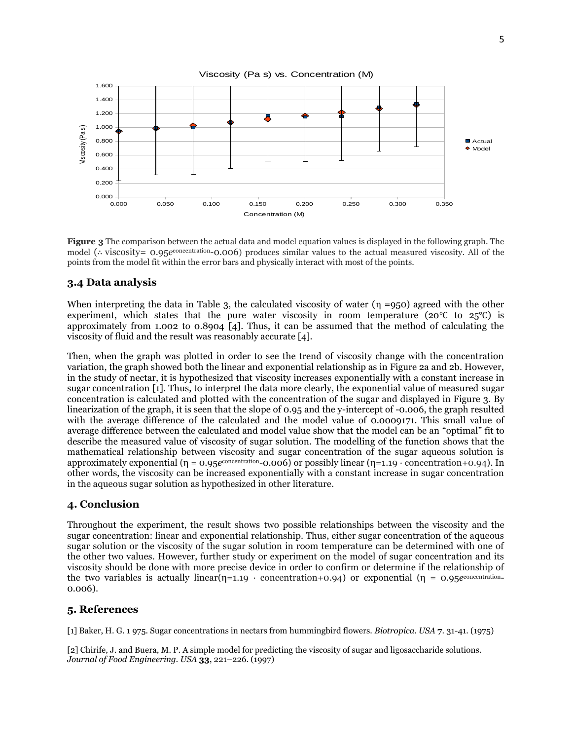**Figure 3** The comparison between the actual data and model equation values is displayed in the following graph. The model (∴ viscosity= $0.95e^{\text{concentration}}$-0.006) produces similar values to the actual measured viscosity. All of the points from the model fit within the error bars and physically interact with most of the points.

### 3.4 Data analysis

When interpreting the data in Table 3, the calculated viscosity of water (η =950) agreed with the other experiment, which states that the pure water viscosity in room temperature (20℃ to 25℃) is approximately from 1.002 to 0.8904 [4]. Thus, it can be assumed that the method of calculating the viscosity of fluid and the result was reasonably accurate [4].

Then, when the graph was plotted in order to see the trend of viscosity change with the concentration variation, the graph showed both the linear and exponential relationship as in Figure 2a and 2b. However, in the study of nectar, it is hypothesized that viscosity increases exponentially with a constant increase in sugar concentration [1]. Thus, to interpret the data more clearly, the exponential value of measured sugar concentration is calculated and plotted with the concentration of the sugar and displayed in Figure 3. By linearization of the graph, it is seen that the slope of 0.95 and the y-intercept of -0.006, the graph resulted with the average difference of the calculated and the model value of 0.0009171. This small value of average difference between the calculated and model value show that the model can be an "optimal" fit to describe the measured value of viscosity of sugar solution. The modelling of the function shows that the mathematical relationship between viscosity and sugar concentration of the sugar aqueous solution is approximately exponential ($\eta = 0.95e^{\text{concentration}} - 0.006$) or possibly linear ($\eta = 1.19 \cdot \text{concentration} + 0.94$). In other words, the viscosity can be increased exponentially with a constant increase in sugar concentration in the aqueous sugar solution as hypothesized in other literature.

## 4. Conclusion

Throughout the experiment, the result shows two possible relationships between the viscosity and the sugar concentration: linear and exponential relationship. Thus, either sugar concentration of the aqueous sugar solution or the viscosity of the sugar solution in room temperature can be determined with one of the other two values. However, further study or experiment on the model of sugar concentration and its viscosity should be done with more precise device in order to confirm or determine if the relationship of the two variables is actually linear($\eta = 1.19 \cdot \text{concentration} + 0.94$) or exponential ($\eta = 0.95e^{\text{concentration}} - 0.006$).

## 5. References

[1] Baker, H. G. 1 975. Sugar concentrations in nectars from hummingbird flowers. *Biotropica. USA* **7**. 31-41. (1975)

[2] Chirife, J. and Buera, M. P. A simple model for predicting the viscosity of sugar and ligosaccharide solutions. *Journal of Food Engineering. USA* **33**, 221–226. (1997)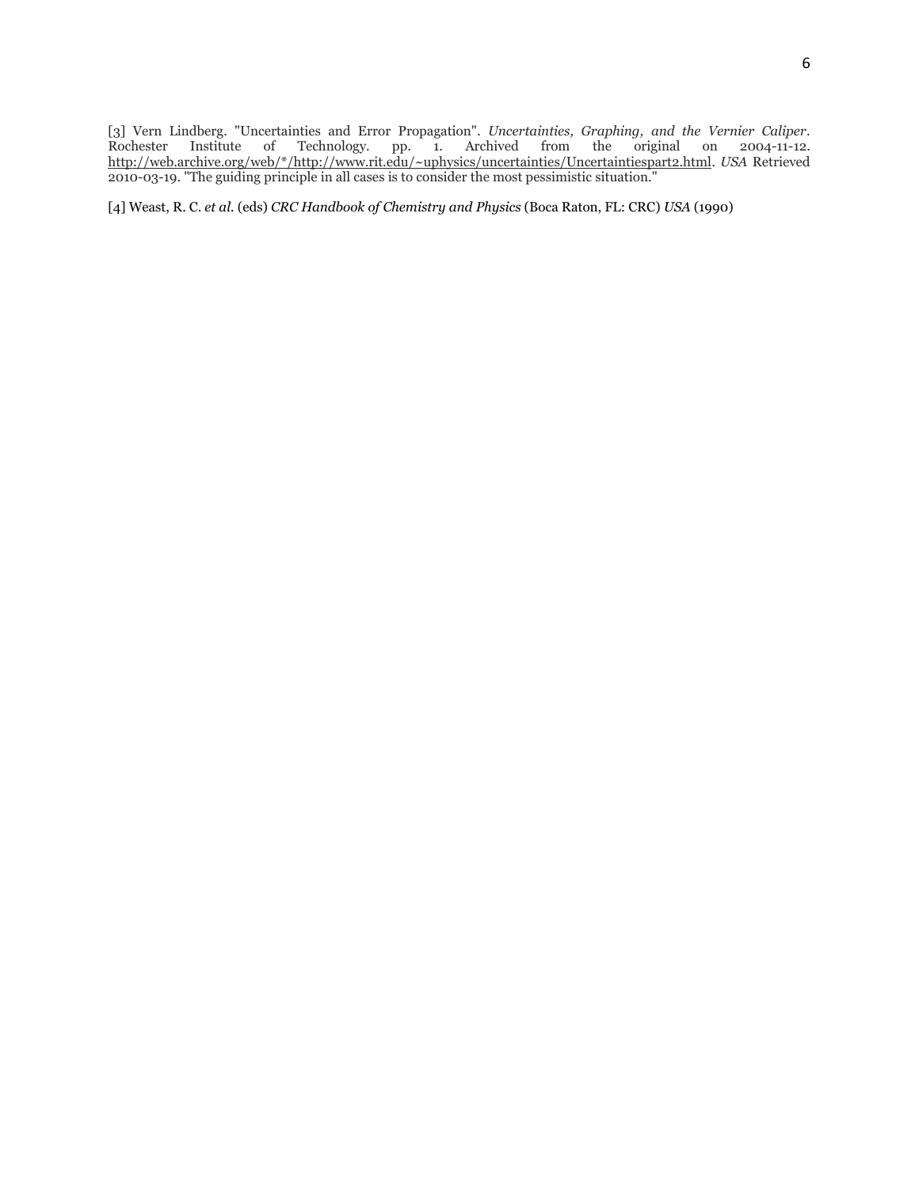[3] Vern Lindberg. "Uncertainties and Error Propagation". *Uncertainties, Graphing, and the Vernier Caliper*. Rochester Institute of Technology. pp. 1. Archived from the original on 2004-11-12. http://web.archive.org/web/*/http://www.rit.edu/~uphysics/uncertainties/Uncertaintiespart2.html. *USA* Retrieved 2010-03-19. "The guiding principle in all cases is to consider the most pessimistic situation."

[4] Weast, R. C. *et al.* (eds) *CRC Handbook of Chemistry and Physics* (Boca Raton, FL: CRC) *USA* (1990)